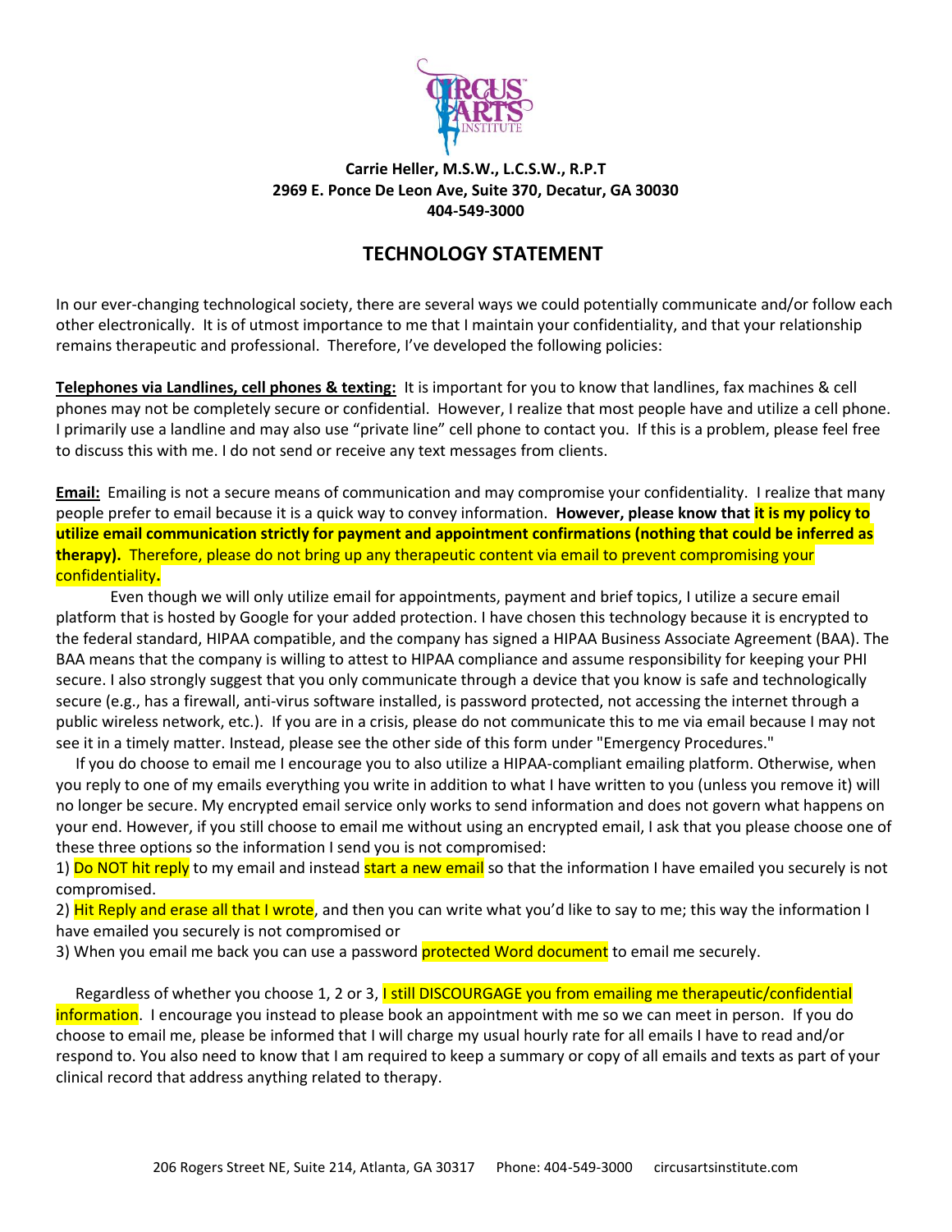**Carrie Heller, M.S.W., L.C.S.W., R.P.T**
**2969 E. Ponce De Leon Ave, Suite 370, Decatur, GA 30030**
**404-549-3000**

# TECHNOLOGY STATEMENT

In our ever-changing technological society, there are several ways we could potentially communicate and/or follow each other electronically. It is of utmost importance to me that I maintain your confidentiality, and that your relationship remains therapeutic and professional. Therefore, I've developed the following policies:

**Telephones via Landlines, cell phones & texting:** It is important for you to know that landlines, fax machines & cell phones may not be completely secure or confidential. However, I realize that most people have and utilize a cell phone. I primarily use a landline and may also use "private line" cell phone to contact you. If this is a problem, please feel free to discuss this with me. I do not send or receive any text messages from clients.

**Email:** Emailing is not a secure means of communication and may compromise your confidentiality. I realize that many people prefer to email because it is a quick way to convey information. **However, please know that it is my policy to utilize email communication strictly for payment and appointment confirmations (nothing that could be inferred as therapy).** Therefore, please do not bring up any therapeutic content via email to prevent compromising your confidentiality.

Even though we will only utilize email for appointments, payment and brief topics, I utilize a secure email platform that is hosted by Google for your added protection. I have chosen this technology because it is encrypted to the federal standard, HIPAA compatible, and the company has signed a HIPAA Business Associate Agreement (BAA). The BAA means that the company is willing to attest to HIPAA compliance and assume responsibility for keeping your PHI secure. I also strongly suggest that you only communicate through a device that you know is safe and technologically secure (e.g., has a firewall, anti-virus software installed, is password protected, not accessing the internet through a public wireless network, etc.). If you are in a crisis, please do not communicate this to me via email because I may not see it in a timely matter. Instead, please see the other side of this form under "Emergency Procedures."

If you do choose to email me I encourage you to also utilize a HIPAA-compliant emailing platform. Otherwise, when you reply to one of my emails everything you write in addition to what I have written to you (unless you remove it) will no longer be secure. My encrypted email service only works to send information and does not govern what happens on your end. However, if you still choose to email me without using an encrypted email, I ask that you please choose one of these three options so the information I send you is not compromised:

1) Do NOT hit reply to my email and instead start a new email so that the information I have emailed you securely is not compromised.
2) Hit Reply and erase all that I wrote, and then you can write what you'd like to say to me; this way the information I have emailed you securely is not compromised or
3) When you email me back you can use a password protected Word document to email me securely.

Regardless of whether you choose 1, 2 or 3, I still DISCOURGAGE you from emailing me therapeutic/confidential information. I encourage you instead to please book an appointment with me so we can meet in person. If you do choose to email me, please be informed that I will charge my usual hourly rate for all emails I have to read and/or respond to. You also need to know that I am required to keep a summary or copy of all emails and texts as part of your clinical record that address anything related to therapy.

206 Rogers Street NE, Suite 214, Atlanta, GA 30317 Phone: 404-549-3000 circusartsinstitute.com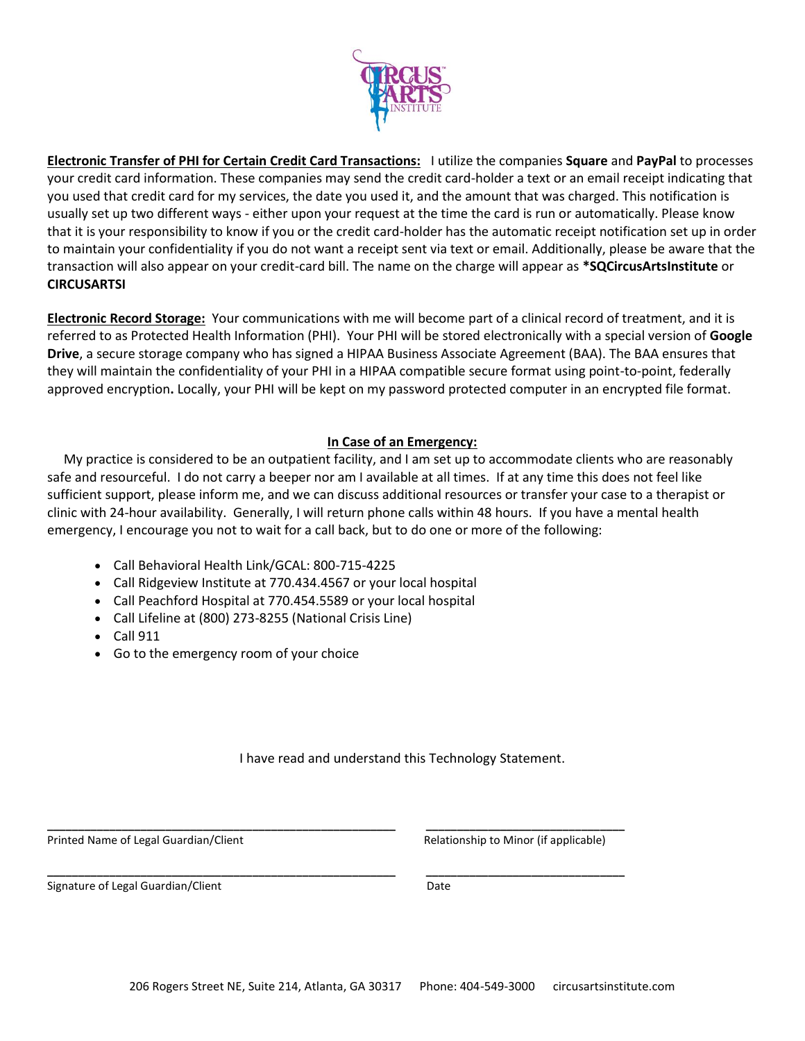**Electronic Transfer of PHI for Certain Credit Card Transactions:** I utilize the companies **Square** and **PayPal** to processes your credit card information. These companies may send the credit card-holder a text or an email receipt indicating that you used that credit card for my services, the date you used it, and the amount that was charged. This notification is usually set up two different ways - either upon your request at the time the card is run or automatically. Please know that it is your responsibility to know if you or the credit card-holder has the automatic receipt notification set up in order to maintain your confidentiality if you do not want a receipt sent via text or email. Additionally, please be aware that the transaction will also appear on your credit-card bill. The name on the charge will appear as **\*SQCircusArtsInstitute** or **CIRCUSARTSI**

**Electronic Record Storage:** Your communications with me will become part of a clinical record of treatment, and it is referred to as Protected Health Information (PHI). Your PHI will be stored electronically with a special version of **Google Drive**, a secure storage company who has signed a HIPAA Business Associate Agreement (BAA). The BAA ensures that they will maintain the confidentiality of your PHI in a HIPAA compatible secure format using point-to-point, federally approved encryption**.** Locally, your PHI will be kept on my password protected computer in an encrypted file format.

## In Case of an Emergency:

My practice is considered to be an outpatient facility, and I am set up to accommodate clients who are reasonably safe and resourceful. I do not carry a beeper nor am I available at all times. If at any time this does not feel like sufficient support, please inform me, and we can discuss additional resources or transfer your case to a therapist or clinic with 24-hour availability. Generally, I will return phone calls within 48 hours. If you have a mental health emergency, I encourage you not to wait for a call back, but to do one or more of the following:

- Call Behavioral Health Link/GCAL: 800-715-4225
- Call Ridgeview Institute at 770.434.4567 or your local hospital
- Call Peachford Hospital at 770.454.5589 or your local hospital
- Call Lifeline at (800) 273-8255 (National Crisis Line)
- Call 911
- Go to the emergency room of your choice

I have read and understand this Technology Statement.

\_\_\_\_\_\_\_\_\_\_\_\_\_\_\_\_\_\_\_\_\_\_\_\_\_\_\_\_\_\_\_\_\_\_\_\_\_\_\_\_\_\_\_\_ \_\_\_\_\_\_\_\_\_\_\_\_\_\_\_\_\_\_\_\_\_\_\_\_\_\_\_\_
Printed Name of Legal Guardian/Client Relationship to Minor (if applicable)

\_\_\_\_\_\_\_\_\_\_\_\_\_\_\_\_\_\_\_\_\_\_\_\_\_\_\_\_\_\_\_\_\_\_\_\_\_\_\_\_\_\_\_\_ \_\_\_\_\_\_\_\_\_\_\_\_\_\_\_\_\_\_\_\_\_\_\_\_\_\_\_\_
Signature of Legal Guardian/Client Date

206 Rogers Street NE, Suite 214, Atlanta, GA 30317 Phone: 404-549-3000 circusartsinstitute.com